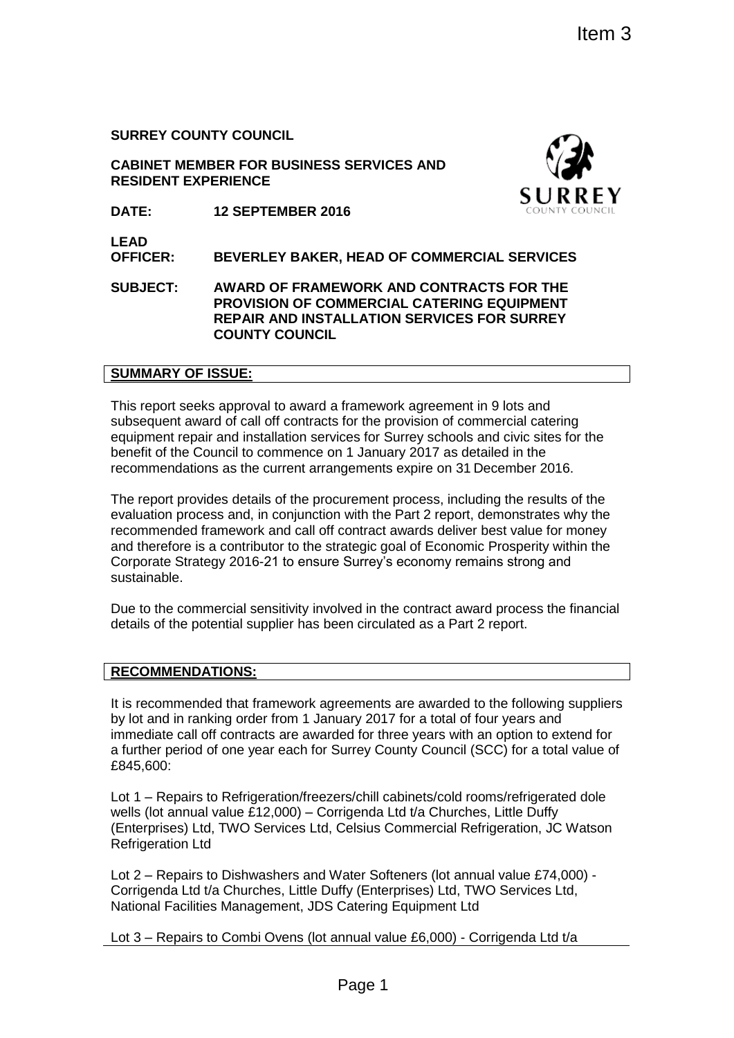Item 3

**SURREY COUNTY COUNCIL**

**CABINET MEMBER FOR BUSINESS SERVICES AND RESIDENT EXPERIENCE**

**DATE: 12 SEPTEMBER 2016**

**LEAD OFFICER: BEVERLEY BAKER, HEAD OF COMMERCIAL SERVICES**

**SUBJECT: AWARD OF FRAMEWORK AND CONTRACTS FOR THE PROVISION OF COMMERCIAL CATERING EQUIPMENT REPAIR AND INSTALLATION SERVICES FOR SURREY COUNTY COUNCIL**

## SUMMARY OF ISSUE:

This report seeks approval to award a framework agreement in 9 lots and subsequent award of call off contracts for the provision of commercial catering equipment repair and installation services for Surrey schools and civic sites for the benefit of the Council to commence on 1 January 2017 as detailed in the recommendations as the current arrangements expire on 31 December 2016.

The report provides details of the procurement process, including the results of the evaluation process and, in conjunction with the Part 2 report, demonstrates why the recommended framework and call off contract awards deliver best value for money and therefore is a contributor to the strategic goal of Economic Prosperity within the Corporate Strategy 2016-21 to ensure Surrey's economy remains strong and sustainable.

Due to the commercial sensitivity involved in the contract award process the financial details of the potential supplier has been circulated as a Part 2 report.

## RECOMMENDATIONS:

It is recommended that framework agreements are awarded to the following suppliers by lot and in ranking order from 1 January 2017 for a total of four years and immediate call off contracts are awarded for three years with an option to extend for a further period of one year each for Surrey County Council (SCC) for a total value of £845,600:

Lot 1 – Repairs to Refrigeration/freezers/chill cabinets/cold rooms/refrigerated dole wells (lot annual value £12,000) – Corrigenda Ltd t/a Churches, Little Duffy (Enterprises) Ltd, TWO Services Ltd, Celsius Commercial Refrigeration, JC Watson Refrigeration Ltd

Lot 2 – Repairs to Dishwashers and Water Softeners (lot annual value £74,000) - Corrigenda Ltd t/a Churches, Little Duffy (Enterprises) Ltd, TWO Services Ltd, National Facilities Management, JDS Catering Equipment Ltd

Lot 3 – Repairs to Combi Ovens (lot annual value £6,000) - Corrigenda Ltd t/a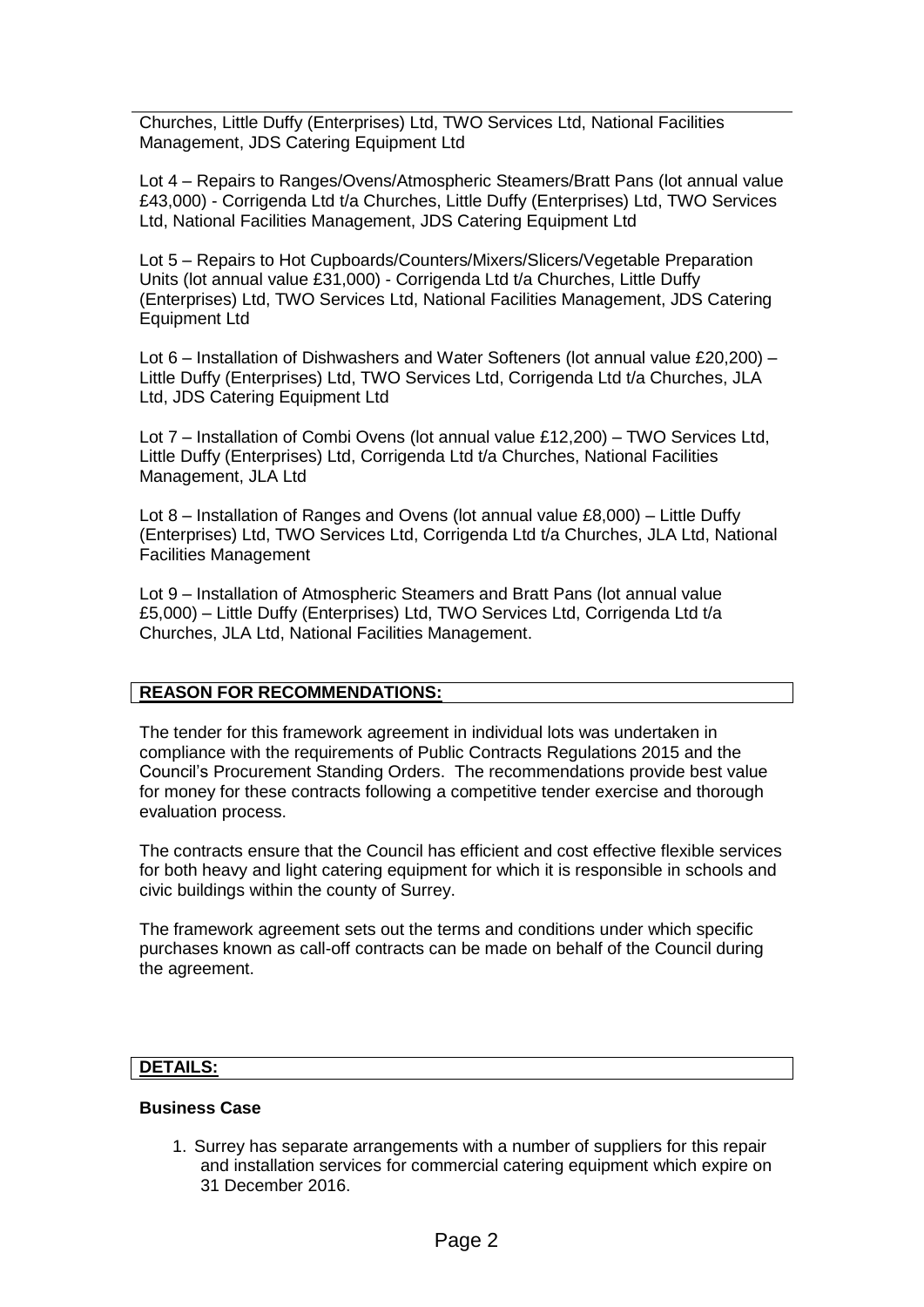Churches, Little Duffy (Enterprises) Ltd, TWO Services Ltd, National Facilities Management, JDS Catering Equipment Ltd

Lot 4 – Repairs to Ranges/Ovens/Atmospheric Steamers/Bratt Pans (lot annual value £43,000) - Corrigenda Ltd t/a Churches, Little Duffy (Enterprises) Ltd, TWO Services Ltd, National Facilities Management, JDS Catering Equipment Ltd

Lot 5 – Repairs to Hot Cupboards/Counters/Mixers/Slicers/Vegetable Preparation Units (lot annual value £31,000) - Corrigenda Ltd t/a Churches, Little Duffy (Enterprises) Ltd, TWO Services Ltd, National Facilities Management, JDS Catering Equipment Ltd

Lot 6 – Installation of Dishwashers and Water Softeners (lot annual value £20,200) – Little Duffy (Enterprises) Ltd, TWO Services Ltd, Corrigenda Ltd t/a Churches, JLA Ltd, JDS Catering Equipment Ltd

Lot 7 – Installation of Combi Ovens (lot annual value £12,200) – TWO Services Ltd, Little Duffy (Enterprises) Ltd, Corrigenda Ltd t/a Churches, National Facilities Management, JLA Ltd

Lot 8 – Installation of Ranges and Ovens (lot annual value £8,000) – Little Duffy (Enterprises) Ltd, TWO Services Ltd, Corrigenda Ltd t/a Churches, JLA Ltd, National Facilities Management

Lot 9 – Installation of Atmospheric Steamers and Bratt Pans (lot annual value £5,000) – Little Duffy (Enterprises) Ltd, TWO Services Ltd, Corrigenda Ltd t/a Churches, JLA Ltd, National Facilities Management.

## REASON FOR RECOMMENDATIONS:

The tender for this framework agreement in individual lots was undertaken in compliance with the requirements of Public Contracts Regulations 2015 and the Council's Procurement Standing Orders. The recommendations provide best value for money for these contracts following a competitive tender exercise and thorough evaluation process.

The contracts ensure that the Council has efficient and cost effective flexible services for both heavy and light catering equipment for which it is responsible in schools and civic buildings within the county of Surrey.

The framework agreement sets out the terms and conditions under which specific purchases known as call-off contracts can be made on behalf of the Council during the agreement.

## DETAILS:

### Business Case

1. Surrey has separate arrangements with a number of suppliers for this repair and installation services for commercial catering equipment which expire on 31 December 2016.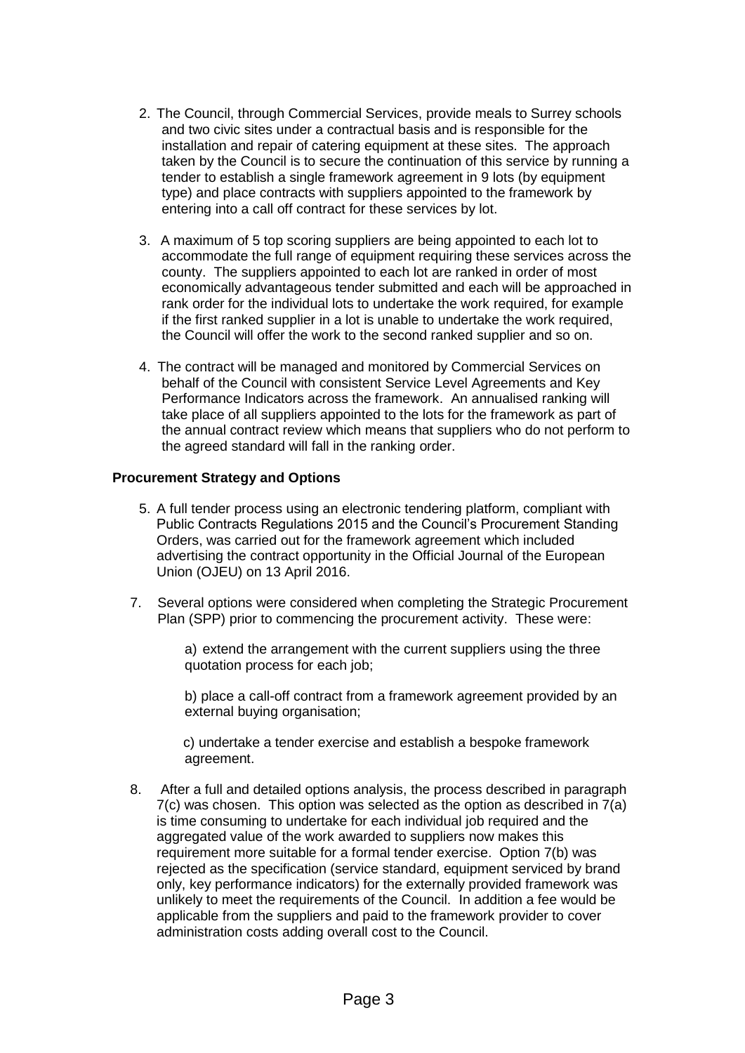2. The Council, through Commercial Services, provide meals to Surrey schools and two civic sites under a contractual basis and is responsible for the installation and repair of catering equipment at these sites. The approach taken by the Council is to secure the continuation of this service by running a tender to establish a single framework agreement in 9 lots (by equipment type) and place contracts with suppliers appointed to the framework by entering into a call off contract for these services by lot.

3. A maximum of 5 top scoring suppliers are being appointed to each lot to accommodate the full range of equipment requiring these services across the county. The suppliers appointed to each lot are ranked in order of most economically advantageous tender submitted and each will be approached in rank order for the individual lots to undertake the work required, for example if the first ranked supplier in a lot is unable to undertake the work required, the Council will offer the work to the second ranked supplier and so on.

4. The contract will be managed and monitored by Commercial Services on behalf of the Council with consistent Service Level Agreements and Key Performance Indicators across the framework. An annualised ranking will take place of all suppliers appointed to the lots for the framework as part of the annual contract review which means that suppliers who do not perform to the agreed standard will fall in the ranking order.

**Procurement Strategy and Options**

5. A full tender process using an electronic tendering platform, compliant with Public Contracts Regulations 2015 and the Council's Procurement Standing Orders, was carried out for the framework agreement which included advertising the contract opportunity in the Official Journal of the European Union (OJEU) on 13 April 2016.

7. Several options were considered when completing the Strategic Procurement Plan (SPP) prior to commencing the procurement activity. These were:

    a) extend the arrangement with the current suppliers using the three quotation process for each job;

    b) place a call-off contract from a framework agreement provided by an external buying organisation;

    c) undertake a tender exercise and establish a bespoke framework agreement.

8. After a full and detailed options analysis, the process described in paragraph 7(c) was chosen. This option was selected as the option as described in 7(a) is time consuming to undertake for each individual job required and the aggregated value of the work awarded to suppliers now makes this requirement more suitable for a formal tender exercise. Option 7(b) was rejected as the specification (service standard, equipment serviced by brand only, key performance indicators) for the externally provided framework was unlikely to meet the requirements of the Council. In addition a fee would be applicable from the suppliers and paid to the framework provider to cover administration costs adding overall cost to the Council.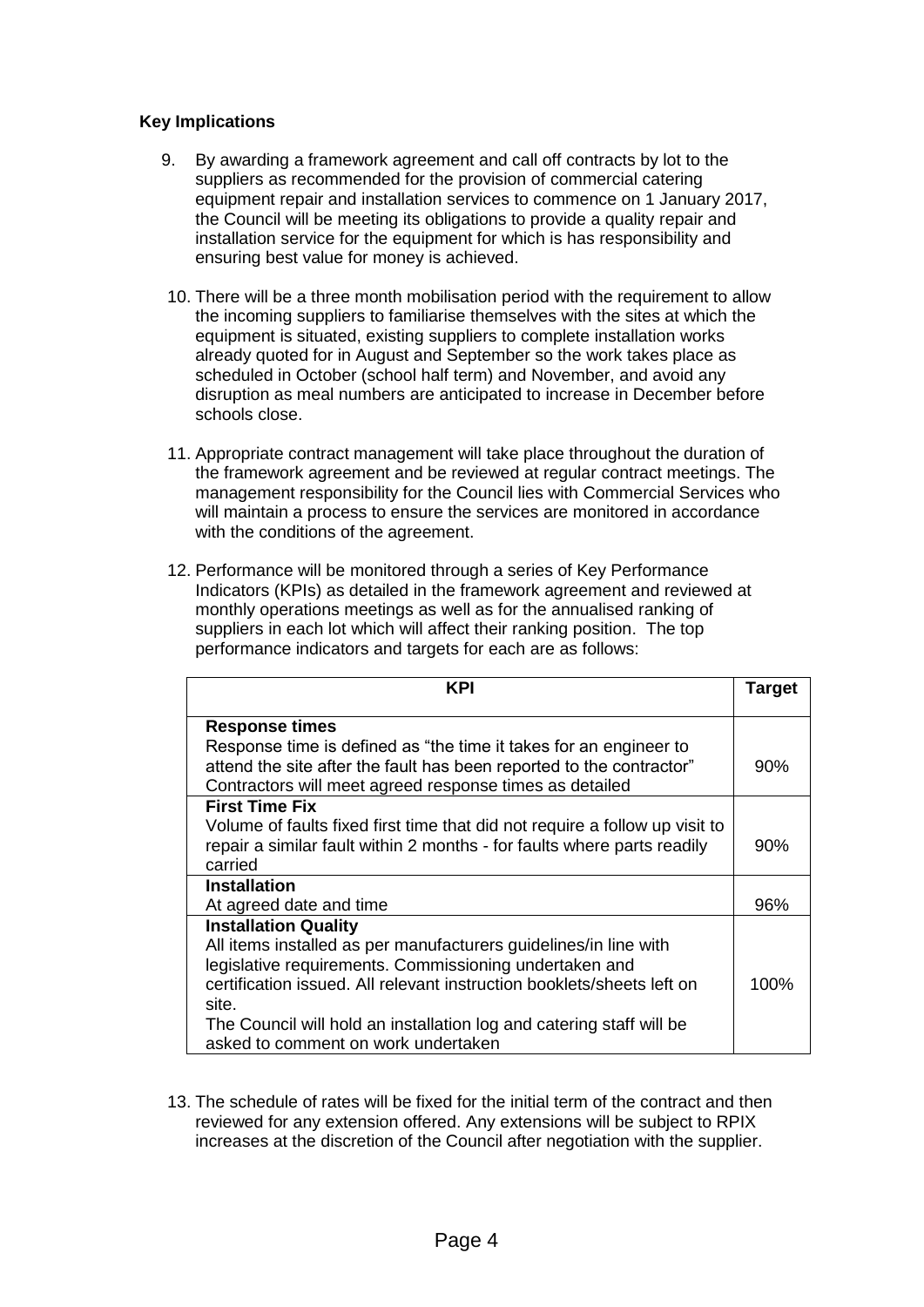**Key Implications**

9. By awarding a framework agreement and call off contracts by lot to the suppliers as recommended for the provision of commercial catering equipment repair and installation services to commence on 1 January 2017, the Council will be meeting its obligations to provide a quality repair and installation service for the equipment for which is has responsibility and ensuring best value for money is achieved.

10. There will be a three month mobilisation period with the requirement to allow the incoming suppliers to familiarise themselves with the sites at which the equipment is situated, existing suppliers to complete installation works already quoted for in August and September so the work takes place as scheduled in October (school half term) and November, and avoid any disruption as meal numbers are anticipated to increase in December before schools close.

11. Appropriate contract management will take place throughout the duration of the framework agreement and be reviewed at regular contract meetings. The management responsibility for the Council lies with Commercial Services who will maintain a process to ensure the services are monitored in accordance with the conditions of the agreement.

12. Performance will be monitored through a series of Key Performance Indicators (KPIs) as detailed in the framework agreement and reviewed at monthly operations meetings as well as for the annualised ranking of suppliers in each lot which will affect their ranking position. The top performance indicators and targets for each are as follows:

| KPI | Target |
|---|---|
| **Response times**<br>Response time is defined as "the time it takes for an engineer to attend the site after the fault has been reported to the contractor"<br>Contractors will meet agreed response times as detailed | 90% |
| **First Time Fix**<br>Volume of faults fixed first time that did not require a follow up visit to repair a similar fault within 2 months - for faults where parts readily carried | 90% |
| **Installation**<br>At agreed date and time | 96% |
| **Installation Quality**<br>All items installed as per manufacturers guidelines/in line with legislative requirements. Commissioning undertaken and certification issued. All relevant instruction booklets/sheets left on site.<br>The Council will hold an installation log and catering staff will be asked to comment on work undertaken | 100% |

13. The schedule of rates will be fixed for the initial term of the contract and then reviewed for any extension offered. Any extensions will be subject to RPIX increases at the discretion of the Council after negotiation with the supplier.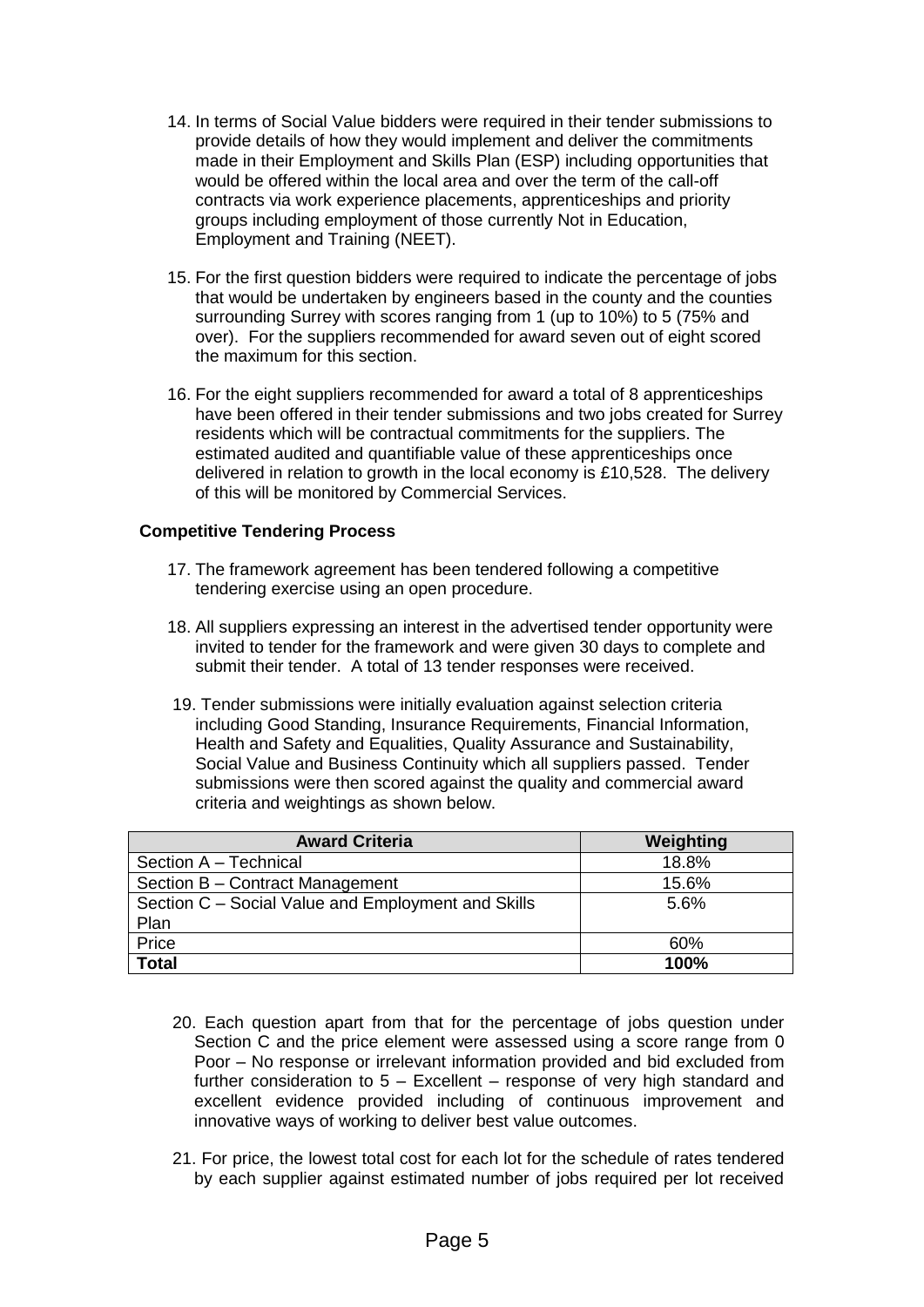14. In terms of Social Value bidders were required in their tender submissions to provide details of how they would implement and deliver the commitments made in their Employment and Skills Plan (ESP) including opportunities that would be offered within the local area and over the term of the call-off contracts via work experience placements, apprenticeships and priority groups including employment of those currently Not in Education, Employment and Training (NEET).

15. For the first question bidders were required to indicate the percentage of jobs that would be undertaken by engineers based in the county and the counties surrounding Surrey with scores ranging from 1 (up to 10%) to 5 (75% and over). For the suppliers recommended for award seven out of eight scored the maximum for this section.

16. For the eight suppliers recommended for award a total of 8 apprenticeships have been offered in their tender submissions and two jobs created for Surrey residents which will be contractual commitments for the suppliers. The estimated audited and quantifiable value of these apprenticeships once delivered in relation to growth in the local economy is £10,528. The delivery of this will be monitored by Commercial Services.

**Competitive Tendering Process**

17. The framework agreement has been tendered following a competitive tendering exercise using an open procedure.

18. All suppliers expressing an interest in the advertised tender opportunity were invited to tender for the framework and were given 30 days to complete and submit their tender. A total of 13 tender responses were received.

19. Tender submissions were initially evaluation against selection criteria including Good Standing, Insurance Requirements, Financial Information, Health and Safety and Equalities, Quality Assurance and Sustainability, Social Value and Business Continuity which all suppliers passed. Tender submissions were then scored against the quality and commercial award criteria and weightings as shown below.

| Award Criteria | Weighting |
|---|---|
| Section A – Technical | 18.8% |
| Section B – Contract Management | 15.6% |
| Section C – Social Value and Employment and Skills Plan | 5.6% |
| Price | 60% |
| **Total** | **100%** |

20. Each question apart from that for the percentage of jobs question under Section C and the price element were assessed using a score range from 0 Poor – No response or irrelevant information provided and bid excluded from further consideration to 5 – Excellent – response of very high standard and excellent evidence provided including of continuous improvement and innovative ways of working to deliver best value outcomes.

21. For price, the lowest total cost for each lot for the schedule of rates tendered by each supplier against estimated number of jobs required per lot received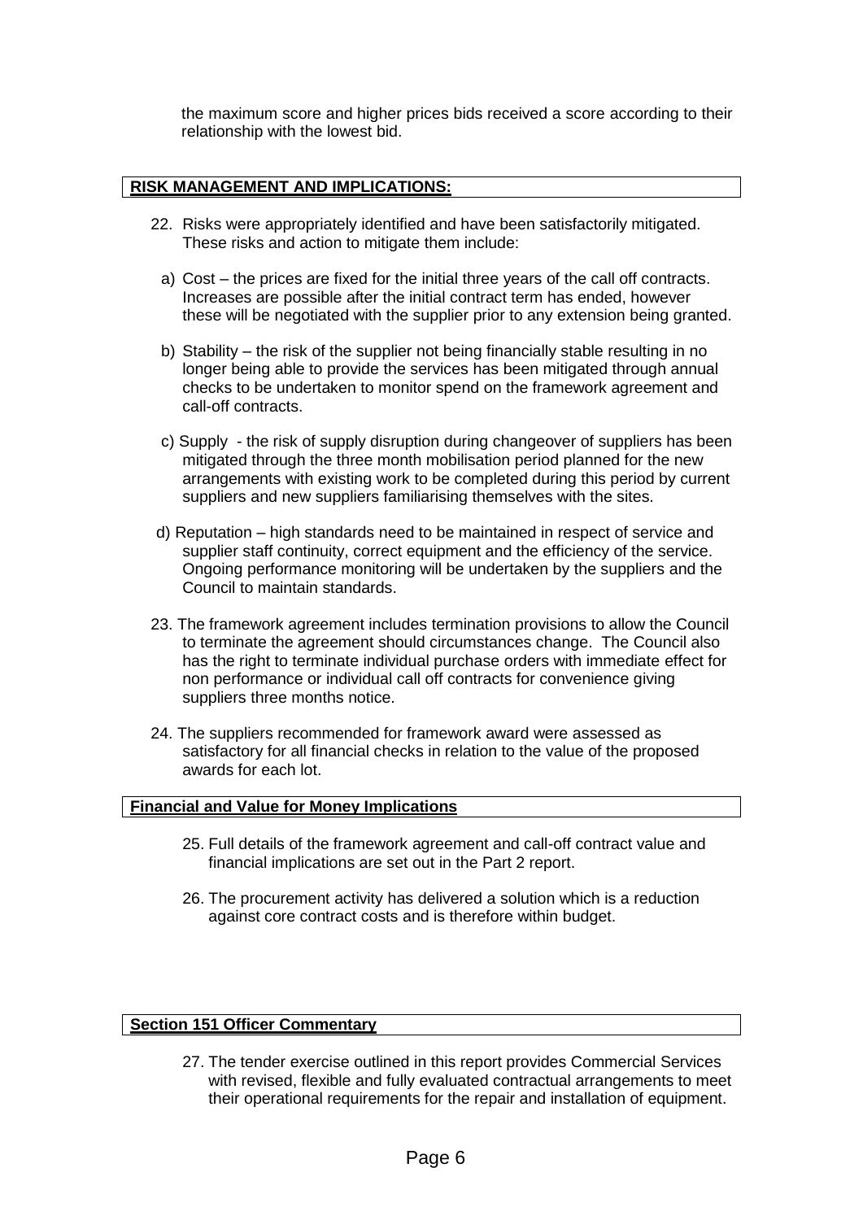the maximum score and higher prices bids received a score according to their relationship with the lowest bid.

## RISK MANAGEMENT AND IMPLICATIONS:

22. Risks were appropriately identified and have been satisfactorily mitigated. These risks and action to mitigate them include:

   a) Cost – the prices are fixed for the initial three years of the call off contracts. Increases are possible after the initial contract term has ended, however these will be negotiated with the supplier prior to any extension being granted.

   b) Stability – the risk of the supplier not being financially stable resulting in no longer being able to provide the services has been mitigated through annual checks to be undertaken to monitor spend on the framework agreement and call-off contracts.

   c) Supply - the risk of supply disruption during changeover of suppliers has been mitigated through the three month mobilisation period planned for the new arrangements with existing work to be completed during this period by current suppliers and new suppliers familiarising themselves with the sites.

   d) Reputation – high standards need to be maintained in respect of service and supplier staff continuity, correct equipment and the efficiency of the service. Ongoing performance monitoring will be undertaken by the suppliers and the Council to maintain standards.

23. The framework agreement includes termination provisions to allow the Council to terminate the agreement should circumstances change. The Council also has the right to terminate individual purchase orders with immediate effect for non performance or individual call off contracts for convenience giving suppliers three months notice.

24. The suppliers recommended for framework award were assessed as satisfactory for all financial checks in relation to the value of the proposed awards for each lot.

## Financial and Value for Money Implications

25. Full details of the framework agreement and call-off contract value and financial implications are set out in the Part 2 report.

26. The procurement activity has delivered a solution which is a reduction against core contract costs and is therefore within budget.

## Section 151 Officer Commentary

27. The tender exercise outlined in this report provides Commercial Services with revised, flexible and fully evaluated contractual arrangements to meet their operational requirements for the repair and installation of equipment.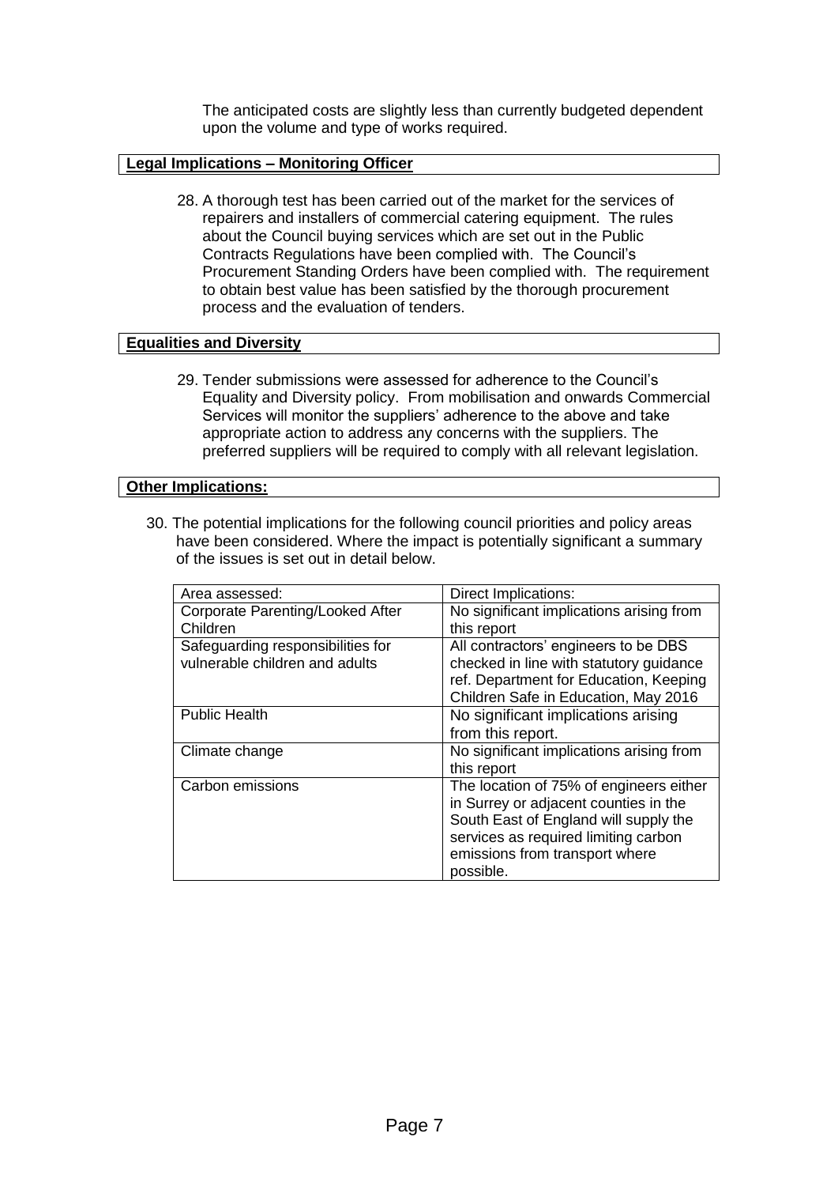The anticipated costs are slightly less than currently budgeted dependent upon the volume and type of works required.

**Legal Implications – Monitoring Officer**

28. A thorough test has been carried out of the market for the services of repairers and installers of commercial catering equipment. The rules about the Council buying services which are set out in the Public Contracts Regulations have been complied with. The Council's Procurement Standing Orders have been complied with. The requirement to obtain best value has been satisfied by the thorough procurement process and the evaluation of tenders.

**Equalities and Diversity**

29. Tender submissions were assessed for adherence to the Council's Equality and Diversity policy. From mobilisation and onwards Commercial Services will monitor the suppliers' adherence to the above and take appropriate action to address any concerns with the suppliers. The preferred suppliers will be required to comply with all relevant legislation.

**Other Implications:**

30. The potential implications for the following council priorities and policy areas have been considered. Where the impact is potentially significant a summary of the issues is set out in detail below.

| Area assessed: | Direct Implications: |
|---|---|
| Corporate Parenting/Looked After Children | No significant implications arising from this report |
| Safeguarding responsibilities for vulnerable children and adults | All contractors' engineers to be DBS checked in line with statutory guidance ref. Department for Education, Keeping Children Safe in Education, May 2016 |
| Public Health | No significant implications arising from this report. |
| Climate change | No significant implications arising from this report |
| Carbon emissions | The location of 75% of engineers either in Surrey or adjacent counties in the South East of England will supply the services as required limiting carbon emissions from transport where possible. |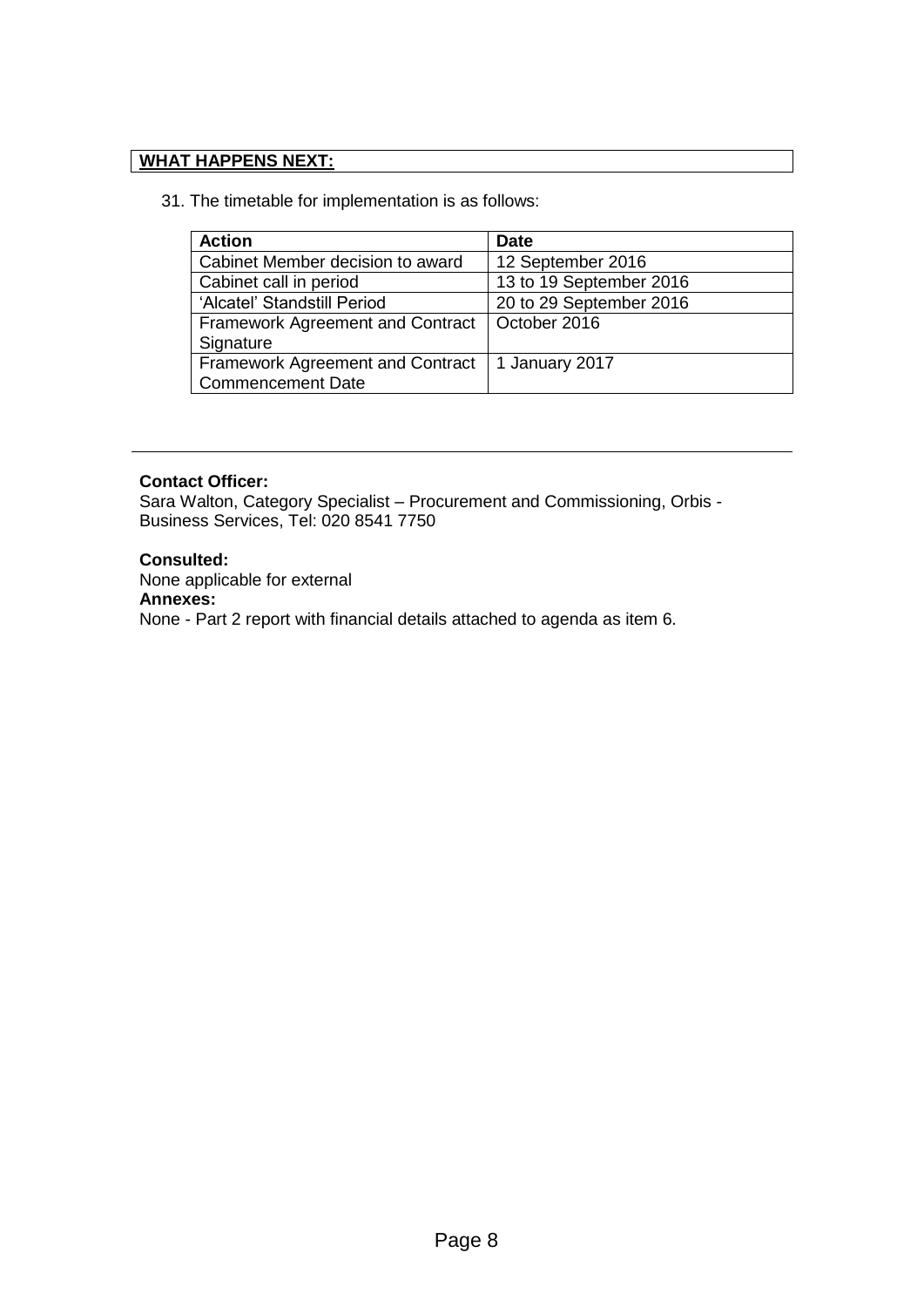## WHAT HAPPENS NEXT:

31. The timetable for implementation is as follows:

| Action | Date |
|---|---|
| Cabinet Member decision to award | 12 September 2016 |
| Cabinet call in period | 13 to 19 September 2016 |
| 'Alcatel' Standstill Period | 20 to 29 September 2016 |
| Framework Agreement and Contract Signature | October 2016 |
| Framework Agreement and Contract Commencement Date | 1 January 2017 |

---

**Contact Officer:**
Sara Walton, Category Specialist – Procurement and Commissioning, Orbis - Business Services, Tel: 020 8541 7750

**Consulted:**
None applicable for external

**Annexes:**
None - Part 2 report with financial details attached to agenda as item 6.